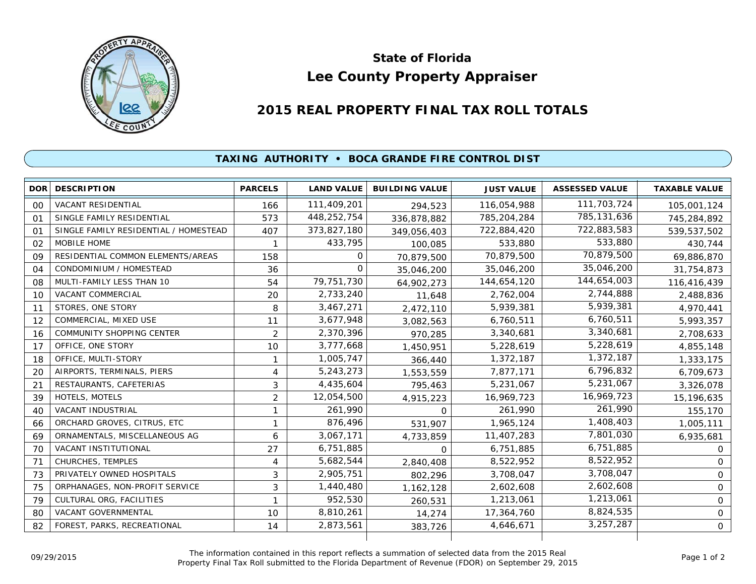# State of Florida
# Lee County Property Appraiser

## 2015 REAL PROPERTY FINAL TAX ROLL TOTALS

### TAXING AUTHORITY • BOCA GRANDE FIRE CONTROL DIST

| DOR | DESCRIPTION | PARCELS | LAND VALUE | BUILDING VALUE | JUST VALUE | ASSESSED VALUE | TAXABLE VALUE |
|---|---|---|---|---|---|---|---|
| 00 | VACANT RESIDENTIAL | 166 | 111,409,201 | 294,523 | 116,054,988 | 111,703,724 | 105,001,124 |
| 01 | SINGLE FAMILY RESIDENTIAL | 573 | 448,252,754 | 336,878,882 | 785,204,284 | 785,131,636 | 745,284,892 |
| 01 | SINGLE FAMILY RESIDENTIAL / HOMESTEAD | 407 | 373,827,180 | 349,056,403 | 722,884,420 | 722,883,583 | 539,537,502 |
| 02 | MOBILE HOME | 1 | 433,795 | 100,085 | 533,880 | 533,880 | 430,744 |
| 09 | RESIDENTIAL COMMON ELEMENTS/AREAS | 158 | 0 | 70,879,500 | 70,879,500 | 70,879,500 | 69,886,870 |
| 04 | CONDOMINIUM / HOMESTEAD | 36 | 0 | 35,046,200 | 35,046,200 | 35,046,200 | 31,754,873 |
| 08 | MULTI-FAMILY LESS THAN 10 | 54 | 79,751,730 | 64,902,273 | 144,654,120 | 144,654,003 | 116,416,439 |
| 10 | VACANT COMMERCIAL | 20 | 2,733,240 | 11,648 | 2,762,004 | 2,744,888 | 2,488,836 |
| 11 | STORES, ONE STORY | 8 | 3,467,271 | 2,472,110 | 5,939,381 | 5,939,381 | 4,970,441 |
| 12 | COMMERCIAL, MIXED USE | 11 | 3,677,948 | 3,082,563 | 6,760,511 | 6,760,511 | 5,993,357 |
| 16 | COMMUNITY SHOPPING CENTER | 2 | 2,370,396 | 970,285 | 3,340,681 | 3,340,681 | 2,708,633 |
| 17 | OFFICE, ONE STORY | 10 | 3,777,668 | 1,450,951 | 5,228,619 | 5,228,619 | 4,855,148 |
| 18 | OFFICE, MULTI-STORY | 1 | 1,005,747 | 366,440 | 1,372,187 | 1,372,187 | 1,333,175 |
| 20 | AIRPORTS, TERMINALS, PIERS | 4 | 5,243,273 | 1,553,559 | 7,877,171 | 6,796,832 | 6,709,673 |
| 21 | RESTAURANTS, CAFETERIAS | 3 | 4,435,604 | 795,463 | 5,231,067 | 5,231,067 | 3,326,078 |
| 39 | HOTELS, MOTELS | 2 | 12,054,500 | 4,915,223 | 16,969,723 | 16,969,723 | 15,196,635 |
| 40 | VACANT INDUSTRIAL | 1 | 261,990 | 0 | 261,990 | 261,990 | 155,170 |
| 66 | ORCHARD GROVES, CITRUS, ETC | 1 | 876,496 | 531,907 | 1,965,124 | 1,408,403 | 1,005,111 |
| 69 | ORNAMENTALS, MISCELLANEOUS AG | 6 | 3,067,171 | 4,733,859 | 11,407,283 | 7,801,030 | 6,935,681 |
| 70 | VACANT INSTITUTIONAL | 27 | 6,751,885 | 0 | 6,751,885 | 6,751,885 | 0 |
| 71 | CHURCHES, TEMPLES | 4 | 5,682,544 | 2,840,408 | 8,522,952 | 8,522,952 | 0 |
| 73 | PRIVATELY OWNED HOSPITALS | 3 | 2,905,751 | 802,296 | 3,708,047 | 3,708,047 | 0 |
| 75 | ORPHANAGES, NON-PROFIT SERVICE | 3 | 1,440,480 | 1,162,128 | 2,602,608 | 2,602,608 | 0 |
| 79 | CULTURAL ORG, FACILITIES | 1 | 952,530 | 260,531 | 1,213,061 | 1,213,061 | 0 |
| 80 | VACANT GOVERNMENTAL | 10 | 8,810,261 | 14,274 | 17,364,760 | 8,824,535 | 0 |
| 82 | FOREST, PARKS, RECREATIONAL | 14 | 2,873,561 | 383,726 | 4,646,671 | 3,257,287 | 0 |

09/29/2015

The information contained in this report reflects a summation of selected data from the 2015 Real Property Final Tax Roll submitted to the Florida Department of Revenue (FDOR) on September 29, 2015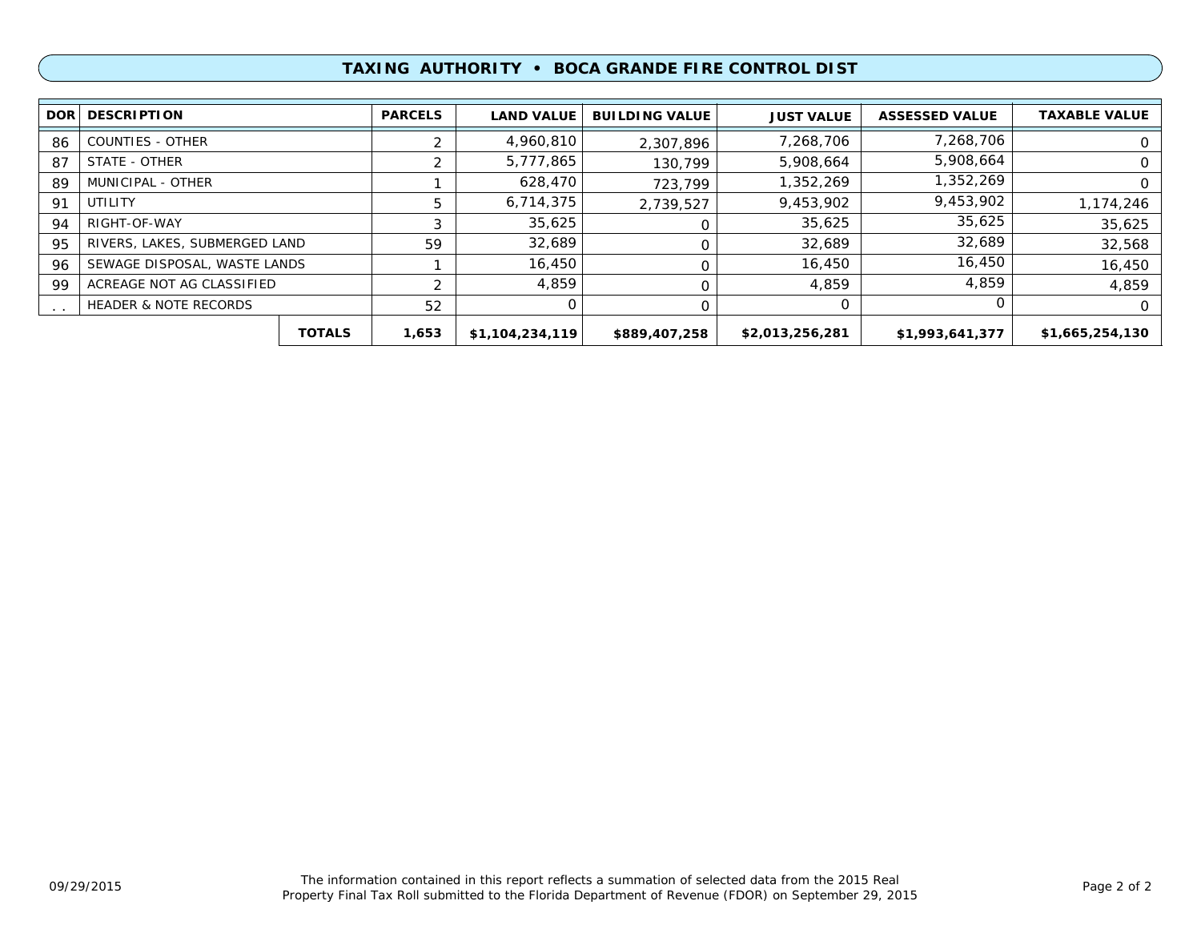## TAXING AUTHORITY • BOCA GRANDE FIRE CONTROL DIST

| DOR | DESCRIPTION | | PARCELS | LAND VALUE | BUILDING VALUE | JUST VALUE | ASSESSED VALUE | TAXABLE VALUE |
|---|---|---|---|---|---|---|---|---|
| 86 | COUNTIES - OTHER | | 2 | 4,960,810 | 2,307,896 | 7,268,706 | 7,268,706 | 0 |
| 87 | STATE - OTHER | | 2 | 5,777,865 | 130,799 | 5,908,664 | 5,908,664 | 0 |
| 89 | MUNICIPAL - OTHER | | 1 | 628,470 | 723,799 | 1,352,269 | 1,352,269 | 0 |
| 91 | UTILITY | | 5 | 6,714,375 | 2,739,527 | 9,453,902 | 9,453,902 | 1,174,246 |
| 94 | RIGHT-OF-WAY | | 3 | 35,625 | 0 | 35,625 | 35,625 | 35,625 |
| 95 | RIVERS, LAKES, SUBMERGED LAND | | 59 | 32,689 | 0 | 32,689 | 32,689 | 32,568 |
| 96 | SEWAGE DISPOSAL, WASTE LANDS | | 1 | 16,450 | 0 | 16,450 | 16,450 | 16,450 |
| 99 | ACREAGE NOT AG CLASSIFIED | | 2 | 4,859 | 0 | 4,859 | 4,859 | 4,859 |
| . . | HEADER & NOTE RECORDS | | 52 | 0 | 0 | 0 | 0 | 0 |
| | | **TOTALS** | **1,653** | **$1,104,234,119** | **$889,407,258** | **$2,013,256,281** | **$1,993,641,377** | **$1,665,254,130** |

09/29/2015

*The information contained in this report reflects a summation of selected data from the 2015 Real Property Final Tax Roll submitted to the Florida Department of Revenue (FDOR) on September 29, 2015*